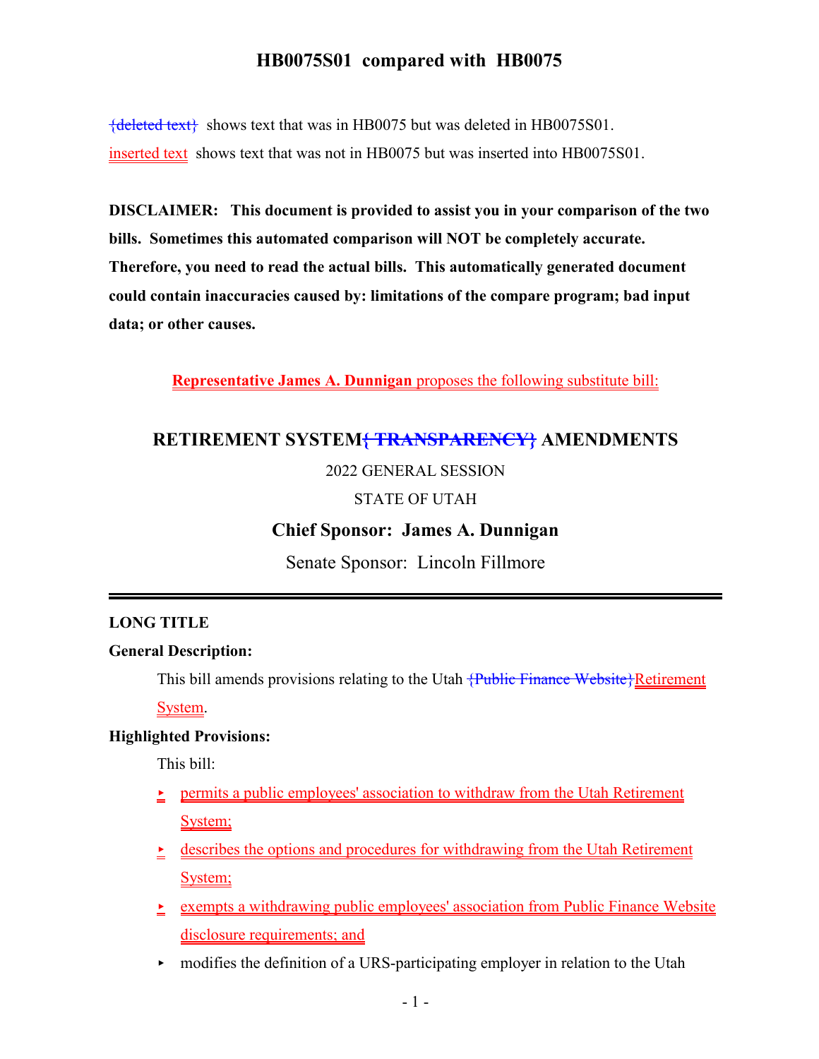# HB0075S01 compared with HB0075

{deleted text} shows text that was in HB0075 but was deleted in HB0075S01.

inserted text shows text that was not in HB0075 but was inserted into HB0075S01.

**DISCLAIMER: This document is provided to assist you in your comparison of the two bills. Sometimes this automated comparison will NOT be completely accurate. Therefore, you need to read the actual bills. This automatically generated document could contain inaccuracies caused by: limitations of the compare program; bad input data; or other causes.**

**Representative James A. Dunnigan** proposes the following substitute bill:

## RETIREMENT SYSTEM{ TRANSPARENCY} AMENDMENTS

2022 GENERAL SESSION

STATE OF UTAH

**Chief Sponsor: James A. Dunnigan**

Senate Sponsor: Lincoln Fillmore

### LONG TITLE

**General Description:**

This bill amends provisions relating to the Utah {Public Finance Website}Retirement System.

**Highlighted Provisions:**

This bill:

- permits a public employees' association to withdraw from the Utah Retirement System;
- describes the options and procedures for withdrawing from the Utah Retirement System;
- exempts a withdrawing public employees' association from Public Finance Website disclosure requirements; and
- modifies the definition of a URS-participating employer in relation to the Utah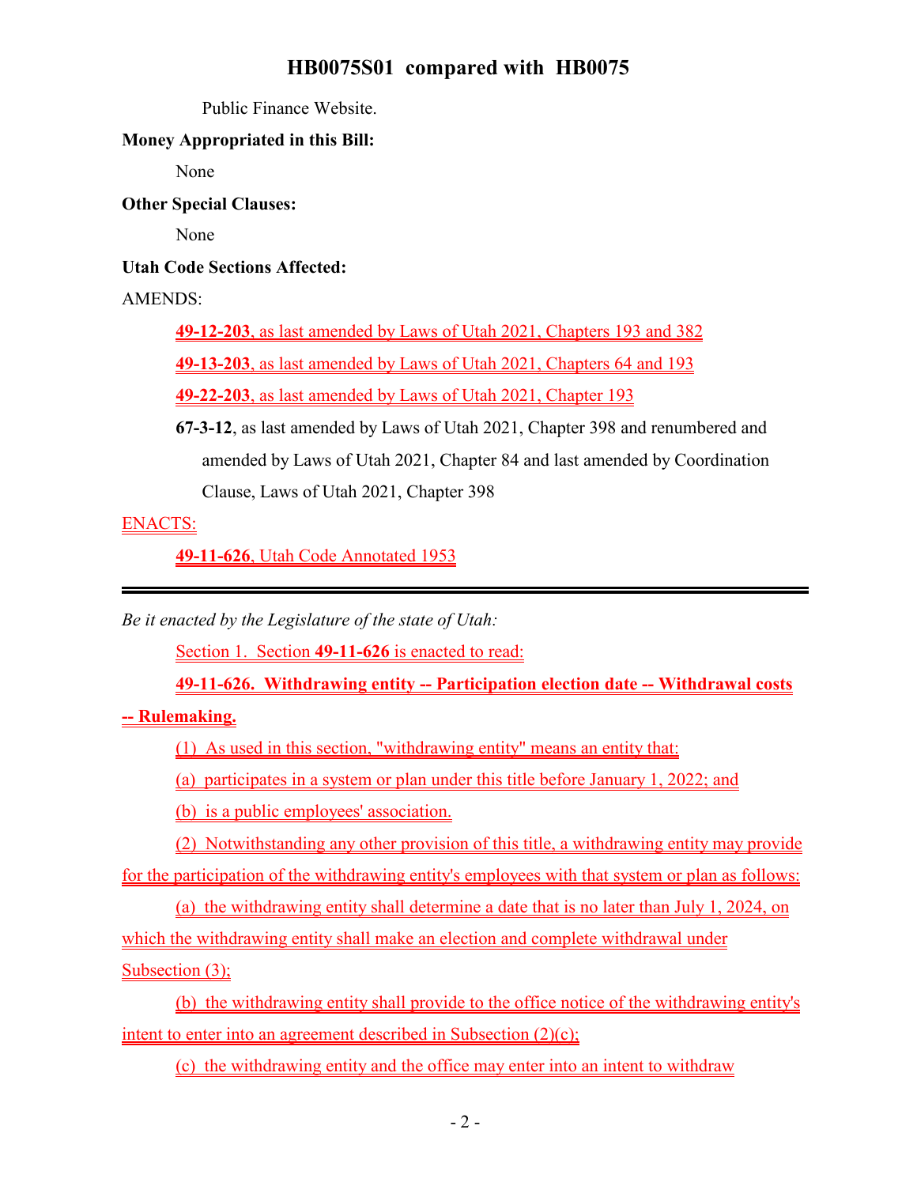Public Finance Website.

**Money Appropriated in this Bill:**

None

**Other Special Clauses:**

None

**Utah Code Sections Affected:**

AMENDS:

**49-12-203**, as last amended by Laws of Utah 2021, Chapters 193 and 382

**49-13-203**, as last amended by Laws of Utah 2021, Chapters 64 and 193

**49-22-203**, as last amended by Laws of Utah 2021, Chapter 193

**67-3-12**, as last amended by Laws of Utah 2021, Chapter 398 and renumbered and amended by Laws of Utah 2021, Chapter 84 and last amended by Coordination Clause, Laws of Utah 2021, Chapter 398

ENACTS:

**49-11-626**, Utah Code Annotated 1953

---

*Be it enacted by the Legislature of the state of Utah:*

Section 1. Section **49-11-626** is enacted to read:

**49-11-626. Withdrawing entity -- Participation election date -- Withdrawal costs -- Rulemaking.**

(1) As used in this section, "withdrawing entity" means an entity that:

(a) participates in a system or plan under this title before January 1, 2022; and

(b) is a public employees' association.

(2) Notwithstanding any other provision of this title, a withdrawing entity may provide for the participation of the withdrawing entity's employees with that system or plan as follows:

(a) the withdrawing entity shall determine a date that is no later than July 1, 2024, on which the withdrawing entity shall make an election and complete withdrawal under Subsection (3);

(b) the withdrawing entity shall provide to the office notice of the withdrawing entity's intent to enter into an agreement described in Subsection (2)(c);

(c) the withdrawing entity and the office may enter into an intent to withdraw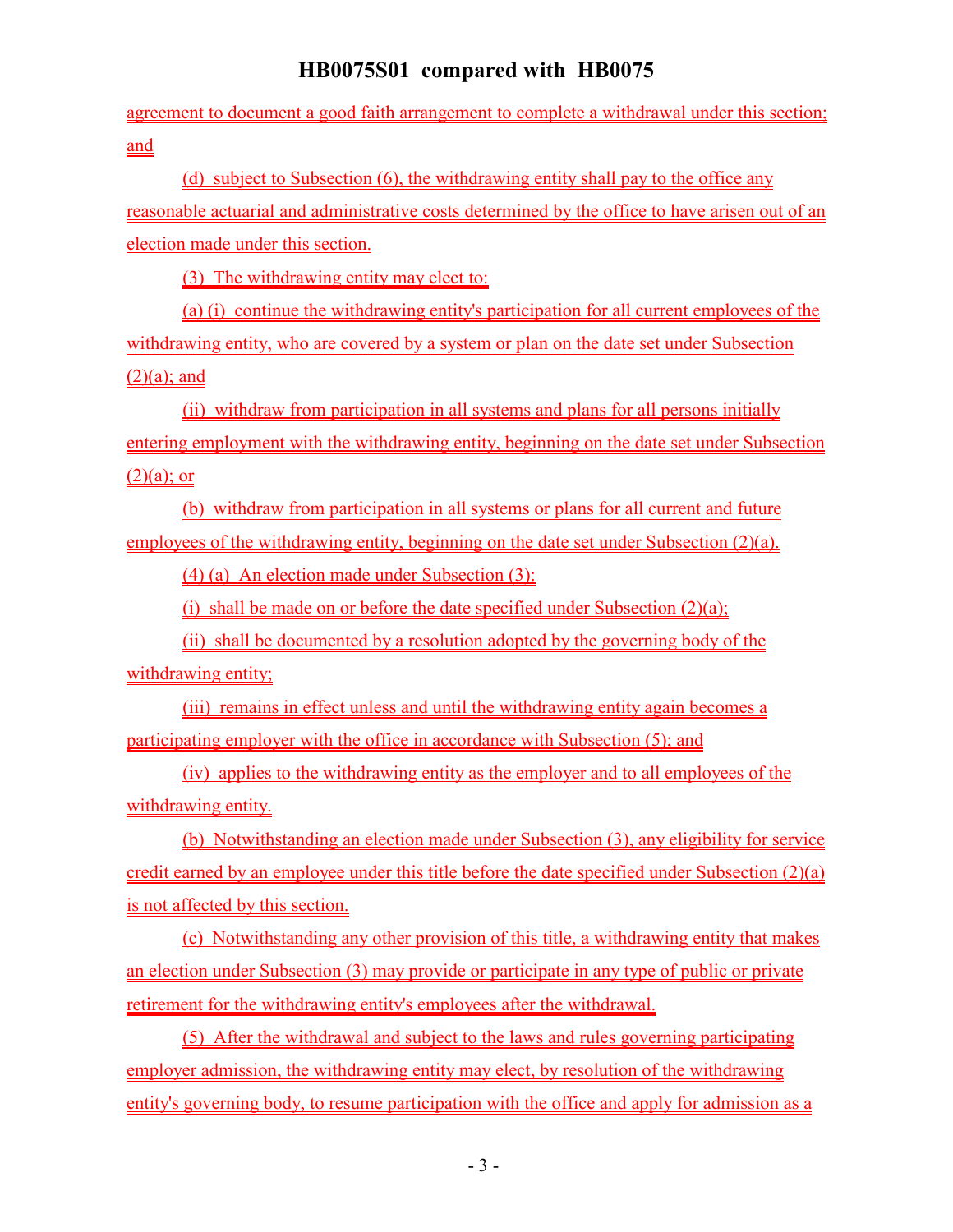agreement to document a good faith arrangement to complete a withdrawal under this section; and

(d) subject to Subsection (6), the withdrawing entity shall pay to the office any reasonable actuarial and administrative costs determined by the office to have arisen out of an election made under this section.

(3) The withdrawing entity may elect to:

(a) (i) continue the withdrawing entity's participation for all current employees of the withdrawing entity, who are covered by a system or plan on the date set under Subsection (2)(a); and

(ii) withdraw from participation in all systems and plans for all persons initially entering employment with the withdrawing entity, beginning on the date set under Subsection (2)(a); or

(b) withdraw from participation in all systems or plans for all current and future employees of the withdrawing entity, beginning on the date set under Subsection (2)(a).

(4) (a) An election made under Subsection (3):

(i) shall be made on or before the date specified under Subsection (2)(a);

(ii) shall be documented by a resolution adopted by the governing body of the withdrawing entity;

(iii) remains in effect unless and until the withdrawing entity again becomes a participating employer with the office in accordance with Subsection (5); and

(iv) applies to the withdrawing entity as the employer and to all employees of the withdrawing entity.

(b) Notwithstanding an election made under Subsection (3), any eligibility for service credit earned by an employee under this title before the date specified under Subsection (2)(a) is not affected by this section.

(c) Notwithstanding any other provision of this title, a withdrawing entity that makes an election under Subsection (3) may provide or participate in any type of public or private retirement for the withdrawing entity's employees after the withdrawal.

(5) After the withdrawal and subject to the laws and rules governing participating employer admission, the withdrawing entity may elect, by resolution of the withdrawing entity's governing body, to resume participation with the office and apply for admission as a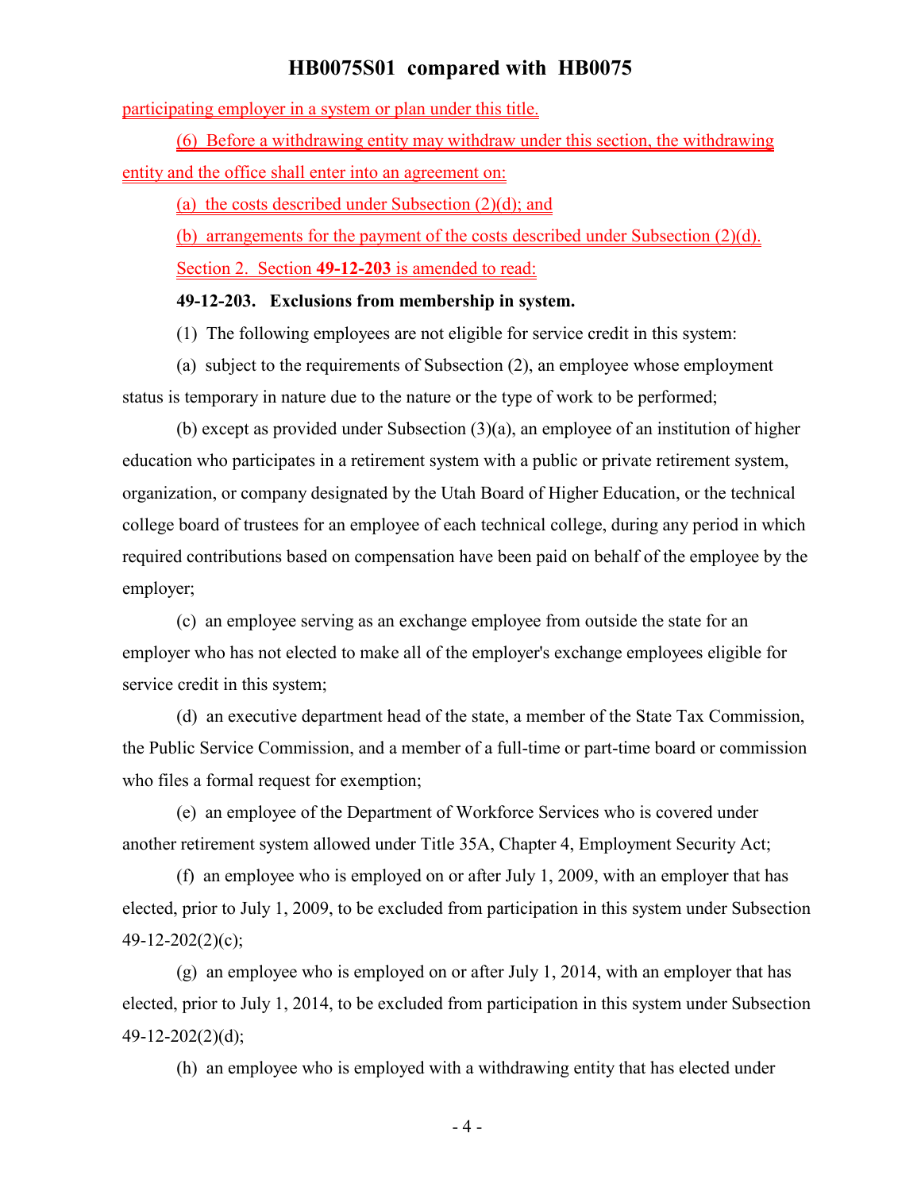participating employer in a system or plan under this title.

(6) Before a withdrawing entity may withdraw under this section, the withdrawing entity and the office shall enter into an agreement on:

(a) the costs described under Subsection (2)(d); and

(b) arrangements for the payment of the costs described under Subsection (2)(d).

Section 2. Section **49-12-203** is amended to read:

**49-12-203. Exclusions from membership in system.**

(1) The following employees are not eligible for service credit in this system:

(a) subject to the requirements of Subsection (2), an employee whose employment status is temporary in nature due to the nature or the type of work to be performed;

(b) except as provided under Subsection (3)(a), an employee of an institution of higher education who participates in a retirement system with a public or private retirement system, organization, or company designated by the Utah Board of Higher Education, or the technical college board of trustees for an employee of each technical college, during any period in which required contributions based on compensation have been paid on behalf of the employee by the employer;

(c) an employee serving as an exchange employee from outside the state for an employer who has not elected to make all of the employer's exchange employees eligible for service credit in this system;

(d) an executive department head of the state, a member of the State Tax Commission, the Public Service Commission, and a member of a full-time or part-time board or commission who files a formal request for exemption;

(e) an employee of the Department of Workforce Services who is covered under another retirement system allowed under Title 35A, Chapter 4, Employment Security Act;

(f) an employee who is employed on or after July 1, 2009, with an employer that has elected, prior to July 1, 2009, to be excluded from participation in this system under Subsection 49-12-202(2)(c);

(g) an employee who is employed on or after July 1, 2014, with an employer that has elected, prior to July 1, 2014, to be excluded from participation in this system under Subsection 49-12-202(2)(d);

(h) an employee who is employed with a withdrawing entity that has elected under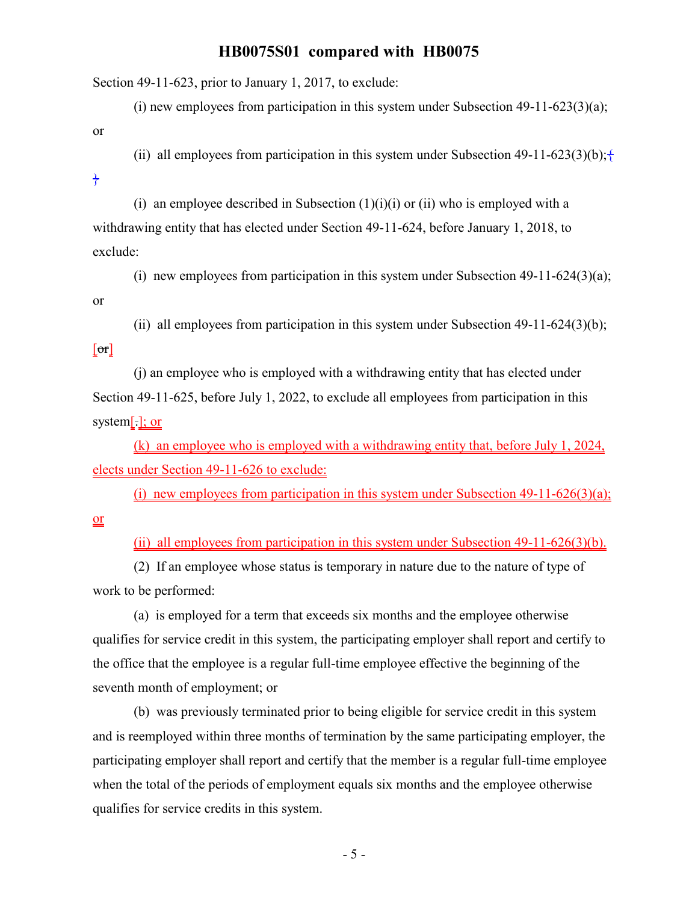Section 49-11-623, prior to January 1, 2017, to exclude:

(i) new employees from participation in this system under Subsection 49-11-623(3)(a); or

(ii) all employees from participation in this system under Subsection 49-11-623(3)(b);{ }

(i) an employee described in Subsection (1)(i)(i) or (ii) who is employed with a withdrawing entity that has elected under Section 49-11-624, before January 1, 2018, to exclude:

(i) new employees from participation in this system under Subsection 49-11-624(3)(a); or

(ii) all employees from participation in this system under Subsection 49-11-624(3)(b); [or]

(j) an employee who is employed with a withdrawing entity that has elected under Section 49-11-625, before July 1, 2022, to exclude all employees from participation in this system[.]; or

(k) an employee who is employed with a withdrawing entity that, before July 1, 2024, elects under Section 49-11-626 to exclude:

(i) new employees from participation in this system under Subsection 49-11-626(3)(a); or

(ii) all employees from participation in this system under Subsection 49-11-626(3)(b).

(2) If an employee whose status is temporary in nature due to the nature of type of work to be performed:

(a) is employed for a term that exceeds six months and the employee otherwise qualifies for service credit in this system, the participating employer shall report and certify to the office that the employee is a regular full-time employee effective the beginning of the seventh month of employment; or

(b) was previously terminated prior to being eligible for service credit in this system and is reemployed within three months of termination by the same participating employer, the participating employer shall report and certify that the member is a regular full-time employee when the total of the periods of employment equals six months and the employee otherwise qualifies for service credits in this system.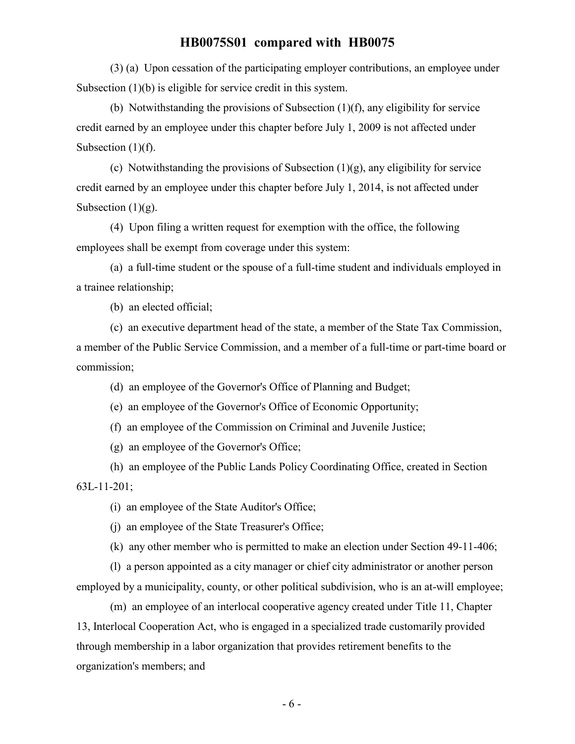(3) (a) Upon cessation of the participating employer contributions, an employee under Subsection (1)(b) is eligible for service credit in this system.

(b) Notwithstanding the provisions of Subsection (1)(f), any eligibility for service credit earned by an employee under this chapter before July 1, 2009 is not affected under Subsection (1)(f).

(c) Notwithstanding the provisions of Subsection (1)(g), any eligibility for service credit earned by an employee under this chapter before July 1, 2014, is not affected under Subsection (1)(g).

(4) Upon filing a written request for exemption with the office, the following employees shall be exempt from coverage under this system:

(a) a full-time student or the spouse of a full-time student and individuals employed in a trainee relationship;

(b) an elected official;

(c) an executive department head of the state, a member of the State Tax Commission, a member of the Public Service Commission, and a member of a full-time or part-time board or commission;

(d) an employee of the Governor's Office of Planning and Budget;

(e) an employee of the Governor's Office of Economic Opportunity;

(f) an employee of the Commission on Criminal and Juvenile Justice;

(g) an employee of the Governor's Office;

(h) an employee of the Public Lands Policy Coordinating Office, created in Section 63L-11-201;

(i) an employee of the State Auditor's Office;

(j) an employee of the State Treasurer's Office;

(k) any other member who is permitted to make an election under Section 49-11-406;

(l) a person appointed as a city manager or chief city administrator or another person employed by a municipality, county, or other political subdivision, who is an at-will employee;

(m) an employee of an interlocal cooperative agency created under Title 11, Chapter 13, Interlocal Cooperation Act, who is engaged in a specialized trade customarily provided through membership in a labor organization that provides retirement benefits to the organization's members; and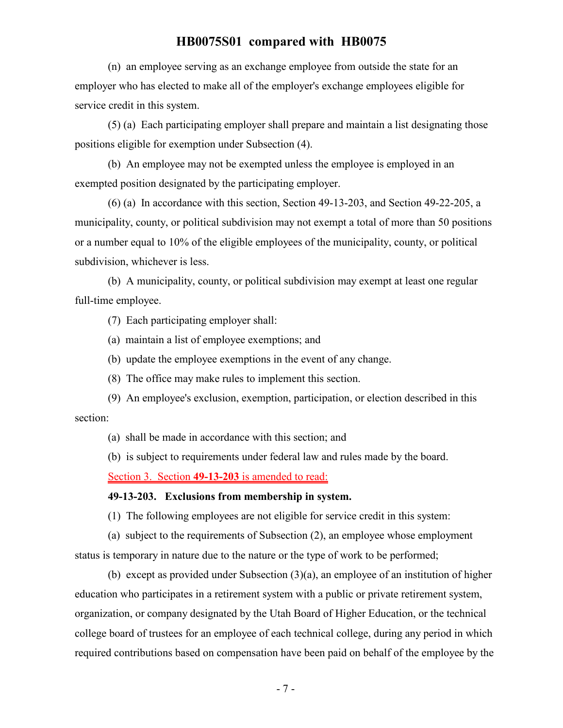(n) an employee serving as an exchange employee from outside the state for an employer who has elected to make all of the employer's exchange employees eligible for service credit in this system.

(5) (a) Each participating employer shall prepare and maintain a list designating those positions eligible for exemption under Subsection (4).

(b) An employee may not be exempted unless the employee is employed in an exempted position designated by the participating employer.

(6) (a) In accordance with this section, Section 49-13-203, and Section 49-22-205, a municipality, county, or political subdivision may not exempt a total of more than 50 positions or a number equal to 10% of the eligible employees of the municipality, county, or political subdivision, whichever is less.

(b) A municipality, county, or political subdivision may exempt at least one regular full-time employee.

(7) Each participating employer shall:

(a) maintain a list of employee exemptions; and

(b) update the employee exemptions in the event of any change.

(8) The office may make rules to implement this section.

(9) An employee's exclusion, exemption, participation, or election described in this section:

(a) shall be made in accordance with this section; and

(b) is subject to requirements under federal law and rules made by the board.

Section 3. Section **49-13-203** is amended to read:

**49-13-203. Exclusions from membership in system.**

(1) The following employees are not eligible for service credit in this system:

(a) subject to the requirements of Subsection (2), an employee whose employment status is temporary in nature due to the nature or the type of work to be performed;

(b) except as provided under Subsection (3)(a), an employee of an institution of higher education who participates in a retirement system with a public or private retirement system, organization, or company designated by the Utah Board of Higher Education, or the technical college board of trustees for an employee of each technical college, during any period in which required contributions based on compensation have been paid on behalf of the employee by the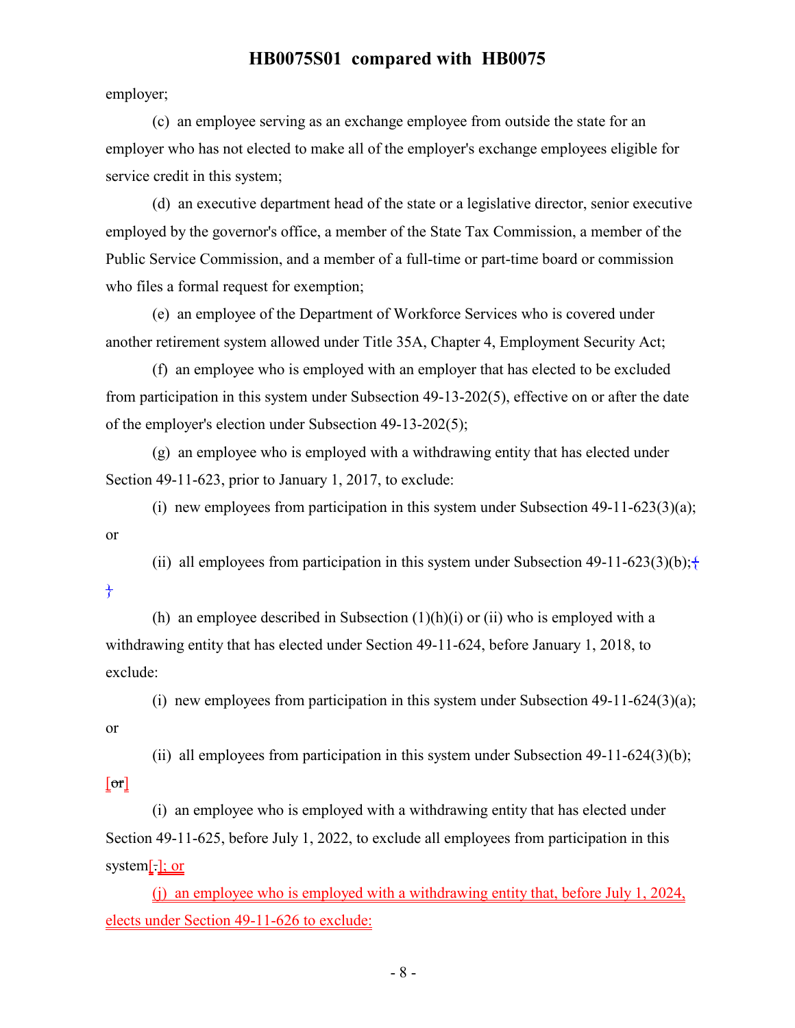employer;

(c) an employee serving as an exchange employee from outside the state for an employer who has not elected to make all of the employer's exchange employees eligible for service credit in this system;

(d) an executive department head of the state or a legislative director, senior executive employed by the governor's office, a member of the State Tax Commission, a member of the Public Service Commission, and a member of a full-time or part-time board or commission who files a formal request for exemption;

(e) an employee of the Department of Workforce Services who is covered under another retirement system allowed under Title 35A, Chapter 4, Employment Security Act;

(f) an employee who is employed with an employer that has elected to be excluded from participation in this system under Subsection 49-13-202(5), effective on or after the date of the employer's election under Subsection 49-13-202(5);

(g) an employee who is employed with a withdrawing entity that has elected under Section 49-11-623, prior to January 1, 2017, to exclude:

(i) new employees from participation in this system under Subsection 49-11-623(3)(a); or

(ii) all employees from participation in this system under Subsection 49-11-623(3)(b);{ }

(h) an employee described in Subsection (1)(h)(i) or (ii) who is employed with a withdrawing entity that has elected under Section 49-11-624, before January 1, 2018, to exclude:

(i) new employees from participation in this system under Subsection 49-11-624(3)(a); or

(ii) all employees from participation in this system under Subsection 49-11-624(3)(b); [~~or~~]

(i) an employee who is employed with a withdrawing entity that has elected under Section 49-11-625, before July 1, 2022, to exclude all employees from participation in this system[~~.~~]; or

(j) an employee who is employed with a withdrawing entity that, before July 1, 2024, elects under Section 49-11-626 to exclude: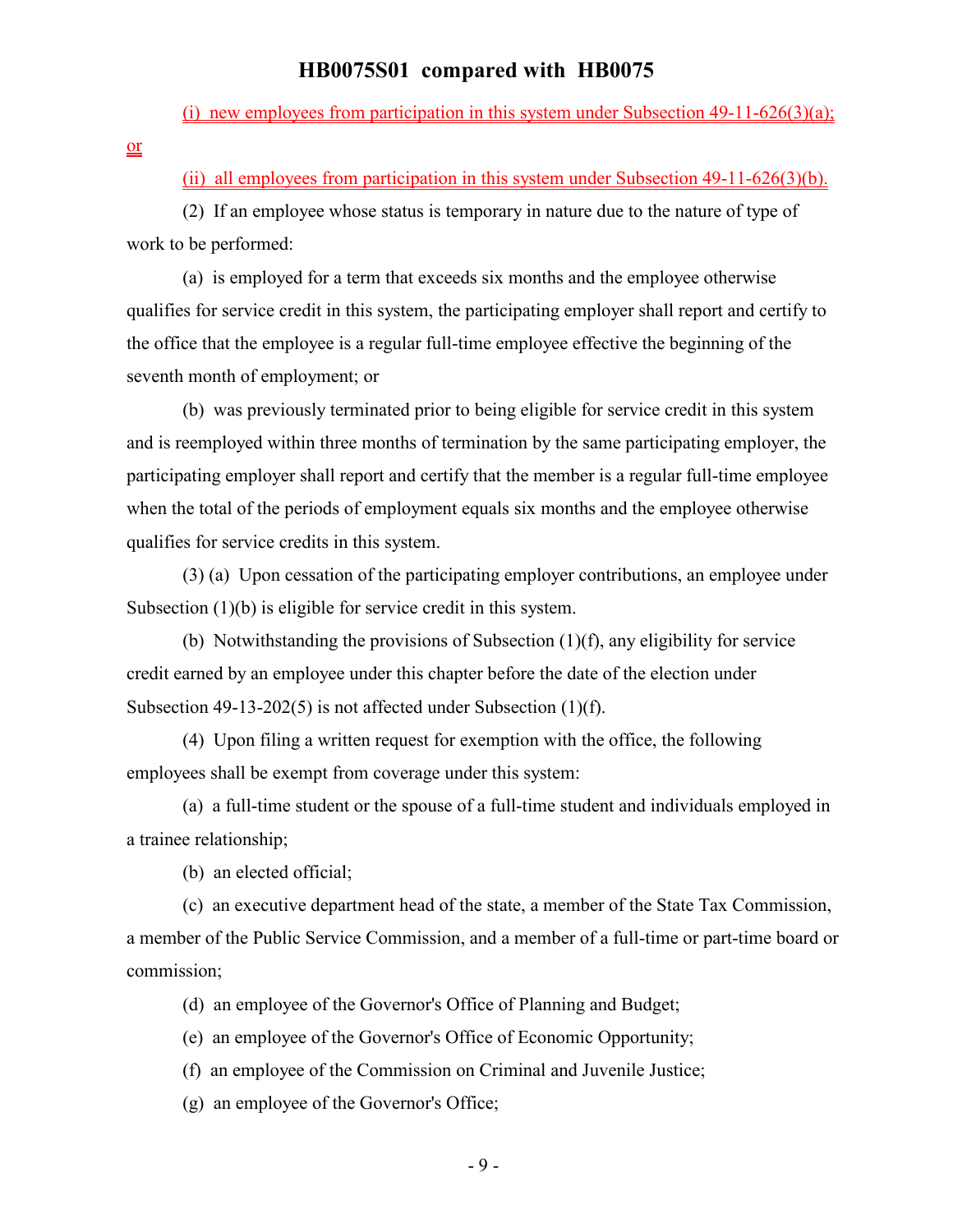(i) new employees from participation in this system under Subsection 49-11-626(3)(a); or

(ii) all employees from participation in this system under Subsection 49-11-626(3)(b).

(2) If an employee whose status is temporary in nature due to the nature of type of work to be performed:

(a) is employed for a term that exceeds six months and the employee otherwise qualifies for service credit in this system, the participating employer shall report and certify to the office that the employee is a regular full-time employee effective the beginning of the seventh month of employment; or

(b) was previously terminated prior to being eligible for service credit in this system and is reemployed within three months of termination by the same participating employer, the participating employer shall report and certify that the member is a regular full-time employee when the total of the periods of employment equals six months and the employee otherwise qualifies for service credits in this system.

(3) (a) Upon cessation of the participating employer contributions, an employee under Subsection (1)(b) is eligible for service credit in this system.

(b) Notwithstanding the provisions of Subsection (1)(f), any eligibility for service credit earned by an employee under this chapter before the date of the election under Subsection 49-13-202(5) is not affected under Subsection (1)(f).

(4) Upon filing a written request for exemption with the office, the following employees shall be exempt from coverage under this system:

(a) a full-time student or the spouse of a full-time student and individuals employed in a trainee relationship;

(b) an elected official;

(c) an executive department head of the state, a member of the State Tax Commission, a member of the Public Service Commission, and a member of a full-time or part-time board or commission;

(d) an employee of the Governor's Office of Planning and Budget;

(e) an employee of the Governor's Office of Economic Opportunity;

(f) an employee of the Commission on Criminal and Juvenile Justice;

(g) an employee of the Governor's Office;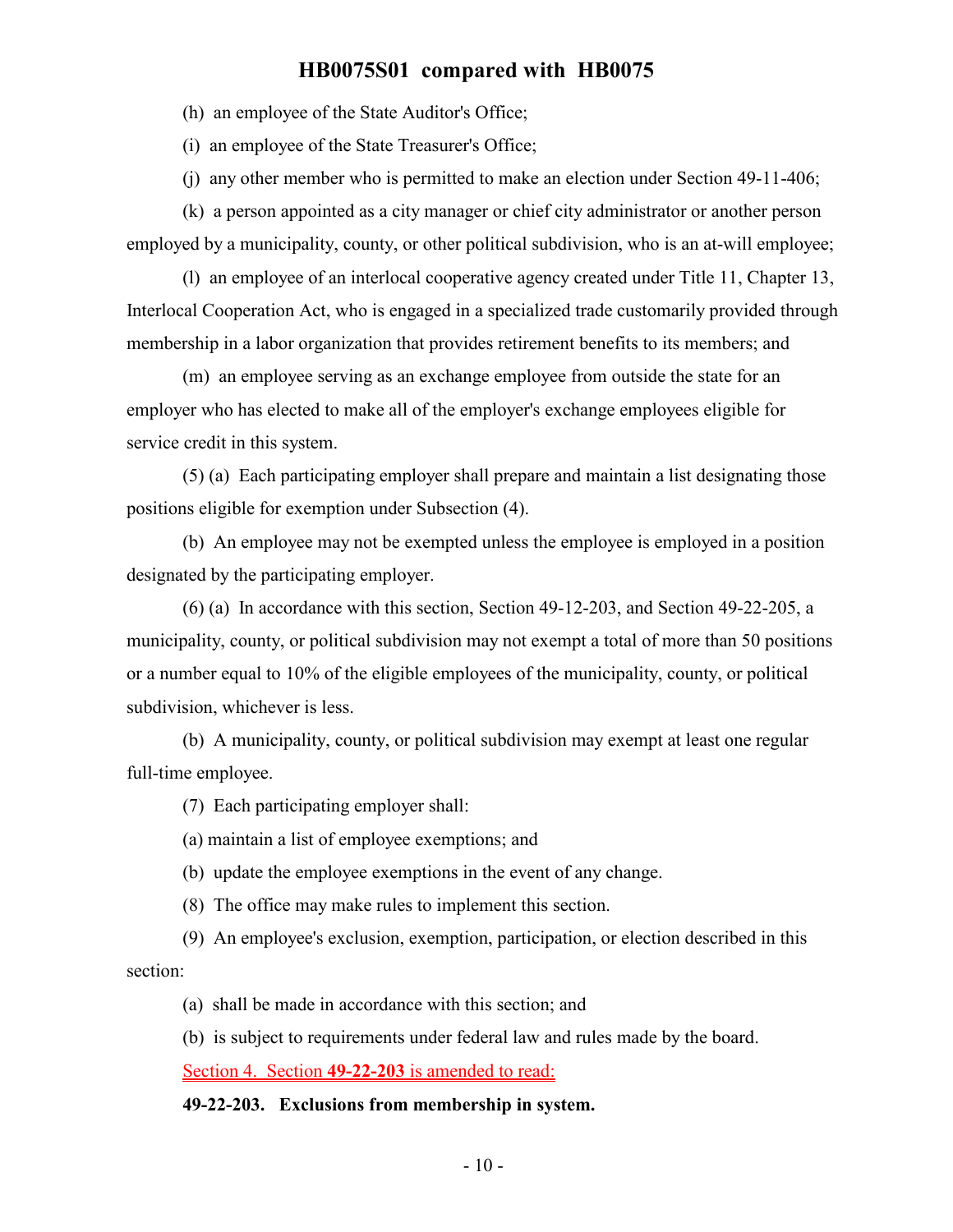(h) an employee of the State Auditor's Office;

(i) an employee of the State Treasurer's Office;

(j) any other member who is permitted to make an election under Section 49-11-406;

(k) a person appointed as a city manager or chief city administrator or another person employed by a municipality, county, or other political subdivision, who is an at-will employee;

(l) an employee of an interlocal cooperative agency created under Title 11, Chapter 13, Interlocal Cooperation Act, who is engaged in a specialized trade customarily provided through membership in a labor organization that provides retirement benefits to its members; and

(m) an employee serving as an exchange employee from outside the state for an employer who has elected to make all of the employer's exchange employees eligible for service credit in this system.

(5) (a) Each participating employer shall prepare and maintain a list designating those positions eligible for exemption under Subsection (4).

(b) An employee may not be exempted unless the employee is employed in a position designated by the participating employer.

(6) (a) In accordance with this section, Section 49-12-203, and Section 49-22-205, a municipality, county, or political subdivision may not exempt a total of more than 50 positions or a number equal to 10% of the eligible employees of the municipality, county, or political subdivision, whichever is less.

(b) A municipality, county, or political subdivision may exempt at least one regular full-time employee.

(7) Each participating employer shall:

(a) maintain a list of employee exemptions; and

(b) update the employee exemptions in the event of any change.

(8) The office may make rules to implement this section.

(9) An employee's exclusion, exemption, participation, or election described in this section:

(a) shall be made in accordance with this section; and

(b) is subject to requirements under federal law and rules made by the board.

Section 4. Section **49-22-203** is amended to read:

**49-22-203. Exclusions from membership in system.**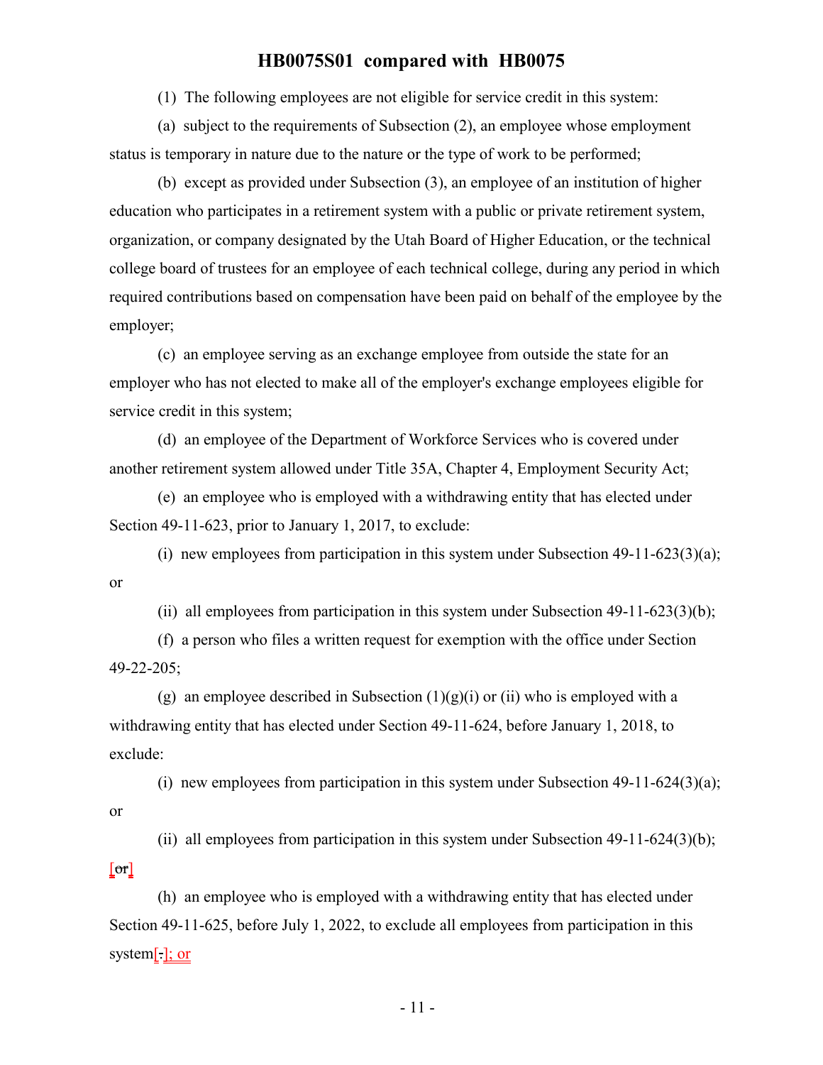(1) The following employees are not eligible for service credit in this system:

(a) subject to the requirements of Subsection (2), an employee whose employment status is temporary in nature due to the nature or the type of work to be performed;

(b) except as provided under Subsection (3), an employee of an institution of higher education who participates in a retirement system with a public or private retirement system, organization, or company designated by the Utah Board of Higher Education, or the technical college board of trustees for an employee of each technical college, during any period in which required contributions based on compensation have been paid on behalf of the employee by the employer;

(c) an employee serving as an exchange employee from outside the state for an employer who has not elected to make all of the employer's exchange employees eligible for service credit in this system;

(d) an employee of the Department of Workforce Services who is covered under another retirement system allowed under Title 35A, Chapter 4, Employment Security Act;

(e) an employee who is employed with a withdrawing entity that has elected under Section 49-11-623, prior to January 1, 2017, to exclude:

(i) new employees from participation in this system under Subsection 49-11-623(3)(a); or

(ii) all employees from participation in this system under Subsection 49-11-623(3)(b);

(f) a person who files a written request for exemption with the office under Section 49-22-205;

(g) an employee described in Subsection (1)(g)(i) or (ii) who is employed with a withdrawing entity that has elected under Section 49-11-624, before January 1, 2018, to exclude:

(i) new employees from participation in this system under Subsection 49-11-624(3)(a); or

(ii) all employees from participation in this system under Subsection 49-11-624(3)(b); [~~or~~]

(h) an employee who is employed with a withdrawing entity that has elected under Section 49-11-625, before July 1, 2022, to exclude all employees from participation in this system[~~.~~]; or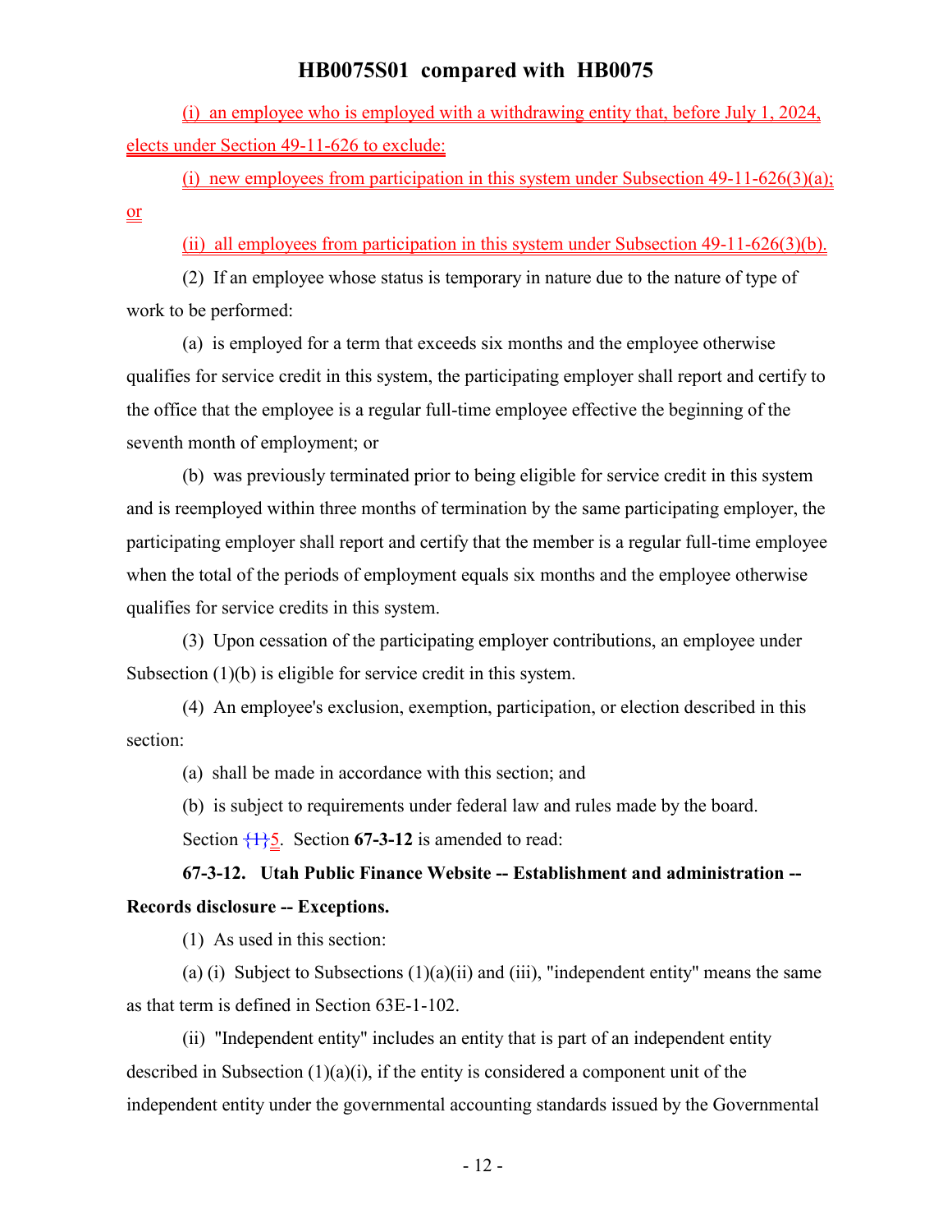(i) an employee who is employed with a withdrawing entity that, before July 1, 2024, elects under Section 49-11-626 to exclude:

(i) new employees from participation in this system under Subsection 49-11-626(3)(a); or

(ii) all employees from participation in this system under Subsection 49-11-626(3)(b).

(2) If an employee whose status is temporary in nature due to the nature of type of work to be performed:

(a) is employed for a term that exceeds six months and the employee otherwise qualifies for service credit in this system, the participating employer shall report and certify to the office that the employee is a regular full-time employee effective the beginning of the seventh month of employment; or

(b) was previously terminated prior to being eligible for service credit in this system and is reemployed within three months of termination by the same participating employer, the participating employer shall report and certify that the member is a regular full-time employee when the total of the periods of employment equals six months and the employee otherwise qualifies for service credits in this system.

(3) Upon cessation of the participating employer contributions, an employee under Subsection (1)(b) is eligible for service credit in this system.

(4) An employee's exclusion, exemption, participation, or election described in this section:

(a) shall be made in accordance with this section; and

(b) is subject to requirements under federal law and rules made by the board.

Section {11}5. Section **67-3-12** is amended to read:

**67-3-12. Utah Public Finance Website -- Establishment and administration -- Records disclosure -- Exceptions.**

(1) As used in this section:

(a) (i) Subject to Subsections (1)(a)(ii) and (iii), "independent entity" means the same as that term is defined in Section 63E-1-102.

(ii) "Independent entity" includes an entity that is part of an independent entity described in Subsection (1)(a)(i), if the entity is considered a component unit of the independent entity under the governmental accounting standards issued by the Governmental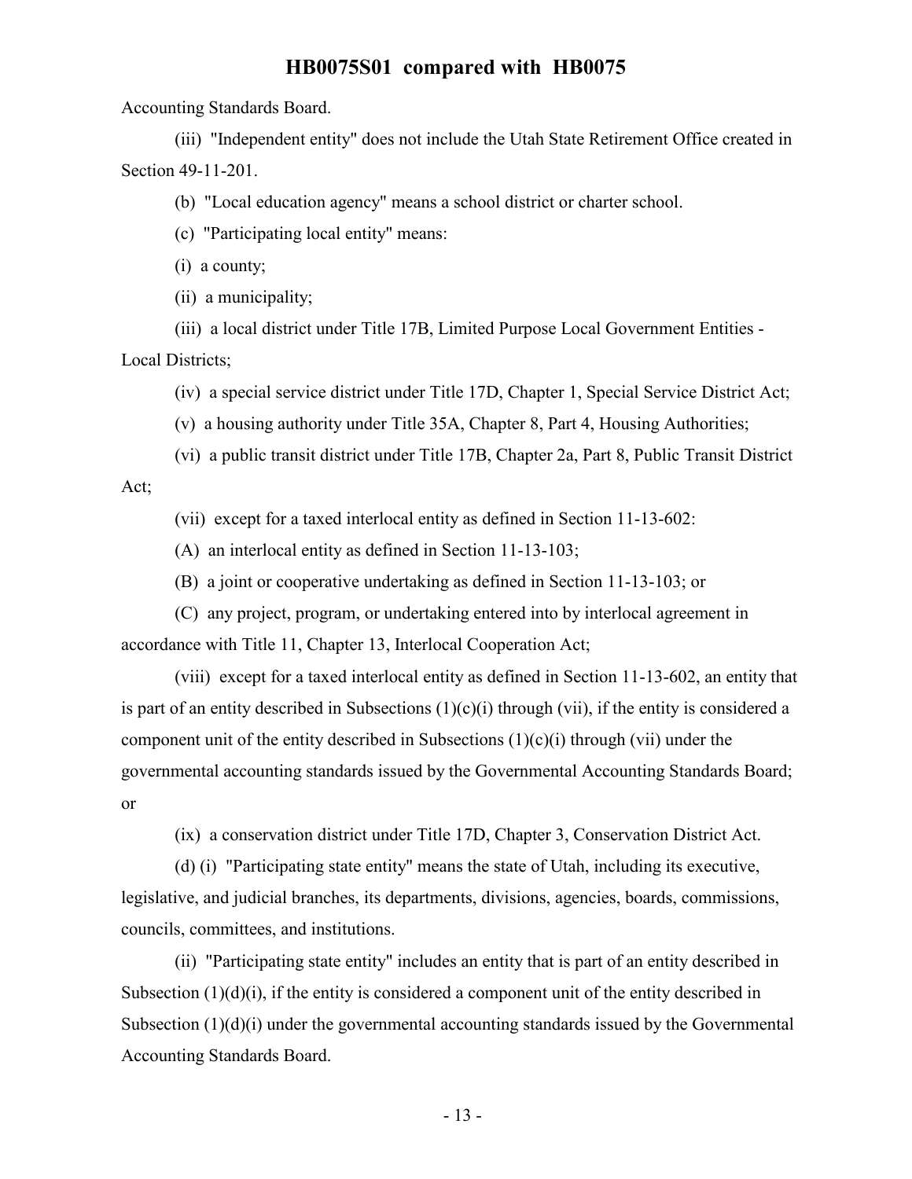Accounting Standards Board.

(iii) "Independent entity" does not include the Utah State Retirement Office created in Section 49-11-201.

(b) "Local education agency" means a school district or charter school.

(c) "Participating local entity" means:

(i) a county;

(ii) a municipality;

(iii) a local district under Title 17B, Limited Purpose Local Government Entities - Local Districts;

(iv) a special service district under Title 17D, Chapter 1, Special Service District Act;

(v) a housing authority under Title 35A, Chapter 8, Part 4, Housing Authorities;

(vi) a public transit district under Title 17B, Chapter 2a, Part 8, Public Transit District Act;

(vii) except for a taxed interlocal entity as defined in Section 11-13-602:

(A) an interlocal entity as defined in Section 11-13-103;

(B) a joint or cooperative undertaking as defined in Section 11-13-103; or

(C) any project, program, or undertaking entered into by interlocal agreement in accordance with Title 11, Chapter 13, Interlocal Cooperation Act;

(viii) except for a taxed interlocal entity as defined in Section 11-13-602, an entity that is part of an entity described in Subsections (1)(c)(i) through (vii), if the entity is considered a component unit of the entity described in Subsections (1)(c)(i) through (vii) under the governmental accounting standards issued by the Governmental Accounting Standards Board; or

(ix) a conservation district under Title 17D, Chapter 3, Conservation District Act.

(d) (i) "Participating state entity" means the state of Utah, including its executive, legislative, and judicial branches, its departments, divisions, agencies, boards, commissions, councils, committees, and institutions.

(ii) "Participating state entity" includes an entity that is part of an entity described in Subsection (1)(d)(i), if the entity is considered a component unit of the entity described in Subsection (1)(d)(i) under the governmental accounting standards issued by the Governmental Accounting Standards Board.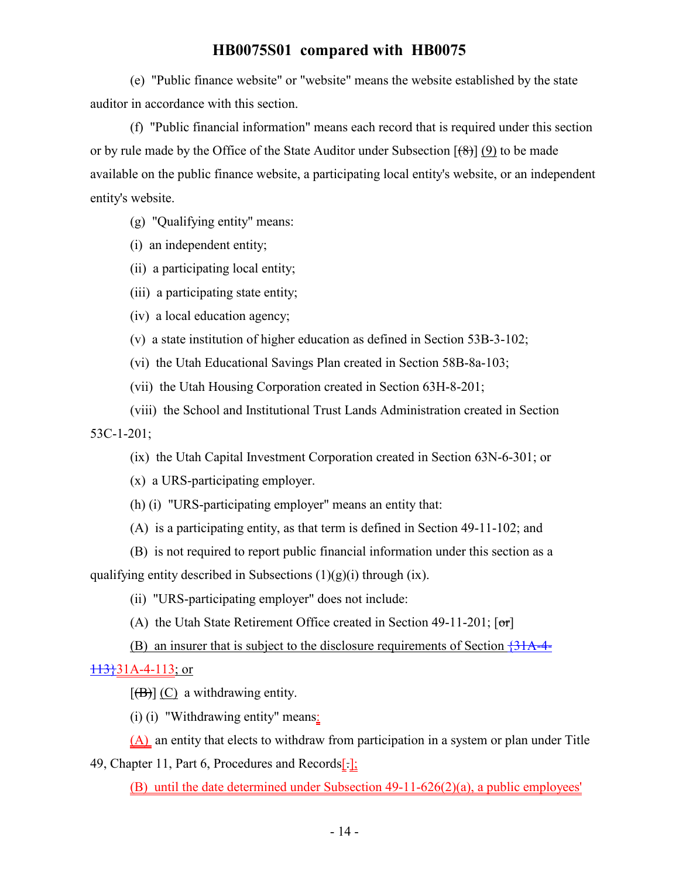(e) "Public finance website" or "website" means the website established by the state auditor in accordance with this section.

(f) "Public financial information" means each record that is required under this section or by rule made by the Office of the State Auditor under Subsection [(8)] (9) to be made available on the public finance website, a participating local entity's website, or an independent entity's website.

(g) "Qualifying entity" means:

(i) an independent entity;

(ii) a participating local entity;

(iii) a participating state entity;

(iv) a local education agency;

(v) a state institution of higher education as defined in Section 53B-3-102;

(vi) the Utah Educational Savings Plan created in Section 58B-8a-103;

(vii) the Utah Housing Corporation created in Section 63H-8-201;

(viii) the School and Institutional Trust Lands Administration created in Section 53C-1-201;

(ix) the Utah Capital Investment Corporation created in Section 63N-6-301; or

(x) a URS-participating employer.

(h) (i) "URS-participating employer" means an entity that:

(A) is a participating entity, as that term is defined in Section 49-11-102; and

(B) is not required to report public financial information under this section as a qualifying entity described in Subsections (1)(g)(i) through (ix).

(ii) "URS-participating employer" does not include:

(A) the Utah State Retirement Office created in Section 49-11-201; [or]

(B) an insurer that is subject to the disclosure requirements of Section {31A-4-113}31A-4-113; or

[(B)] (C) a withdrawing entity.

(i) (i) "Withdrawing entity" means:

(A) an entity that elects to withdraw from participation in a system or plan under Title 49, Chapter 11, Part 6, Procedures and Records[.];

(B) until the date determined under Subsection 49-11-626(2)(a), a public employees'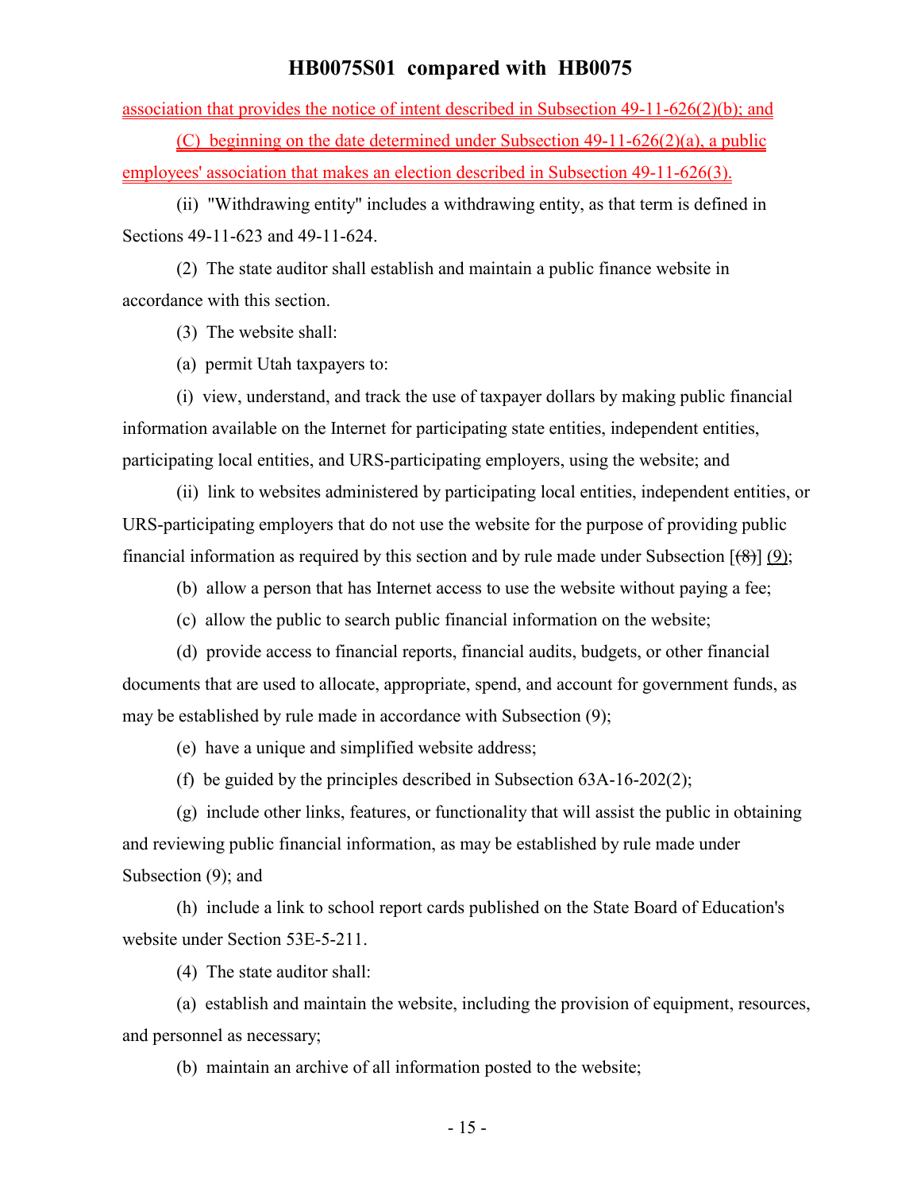association that provides the notice of intent described in Subsection 49-11-626(2)(b); and

(C) beginning on the date determined under Subsection 49-11-626(2)(a), a public employees' association that makes an election described in Subsection 49-11-626(3).

(ii) "Withdrawing entity" includes a withdrawing entity, as that term is defined in Sections 49-11-623 and 49-11-624.

(2) The state auditor shall establish and maintain a public finance website in accordance with this section.

(3) The website shall:

(a) permit Utah taxpayers to:

(i) view, understand, and track the use of taxpayer dollars by making public financial information available on the Internet for participating state entities, independent entities, participating local entities, and URS-participating employers, using the website; and

(ii) link to websites administered by participating local entities, independent entities, or URS-participating employers that do not use the website for the purpose of providing public financial information as required by this section and by rule made under Subsection [~~(8)~~] (9);

(b) allow a person that has Internet access to use the website without paying a fee;

(c) allow the public to search public financial information on the website;

(d) provide access to financial reports, financial audits, budgets, or other financial documents that are used to allocate, appropriate, spend, and account for government funds, as may be established by rule made in accordance with Subsection (9);

(e) have a unique and simplified website address;

(f) be guided by the principles described in Subsection 63A-16-202(2);

(g) include other links, features, or functionality that will assist the public in obtaining and reviewing public financial information, as may be established by rule made under Subsection (9); and

(h) include a link to school report cards published on the State Board of Education's website under Section 53E-5-211.

(4) The state auditor shall:

(a) establish and maintain the website, including the provision of equipment, resources, and personnel as necessary;

(b) maintain an archive of all information posted to the website;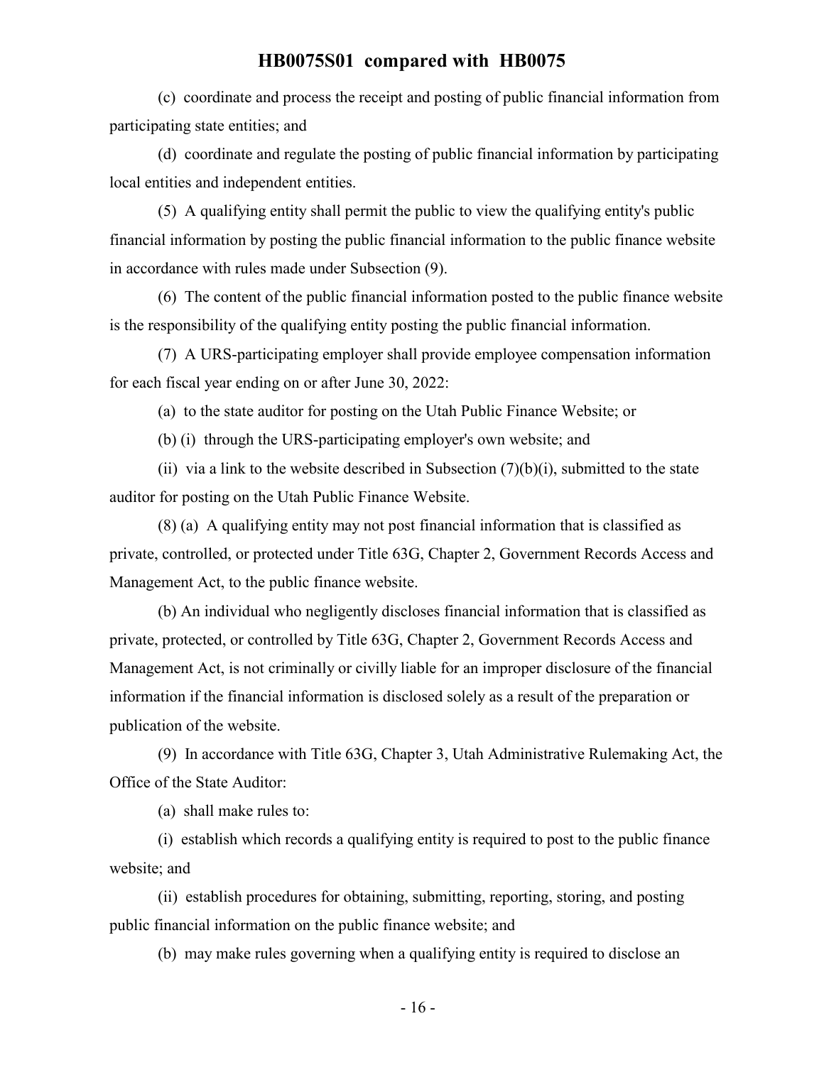(c) coordinate and process the receipt and posting of public financial information from participating state entities; and

(d) coordinate and regulate the posting of public financial information by participating local entities and independent entities.

(5) A qualifying entity shall permit the public to view the qualifying entity's public financial information by posting the public financial information to the public finance website in accordance with rules made under Subsection (9).

(6) The content of the public financial information posted to the public finance website is the responsibility of the qualifying entity posting the public financial information.

(7) A URS-participating employer shall provide employee compensation information for each fiscal year ending on or after June 30, 2022:

(a) to the state auditor for posting on the Utah Public Finance Website; or

(b) (i) through the URS-participating employer's own website; and

(ii) via a link to the website described in Subsection (7)(b)(i), submitted to the state auditor for posting on the Utah Public Finance Website.

(8) (a) A qualifying entity may not post financial information that is classified as private, controlled, or protected under Title 63G, Chapter 2, Government Records Access and Management Act, to the public finance website.

(b) An individual who negligently discloses financial information that is classified as private, protected, or controlled by Title 63G, Chapter 2, Government Records Access and Management Act, is not criminally or civilly liable for an improper disclosure of the financial information if the financial information is disclosed solely as a result of the preparation or publication of the website.

(9) In accordance with Title 63G, Chapter 3, Utah Administrative Rulemaking Act, the Office of the State Auditor:

(a) shall make rules to:

(i) establish which records a qualifying entity is required to post to the public finance website; and

(ii) establish procedures for obtaining, submitting, reporting, storing, and posting public financial information on the public finance website; and

(b) may make rules governing when a qualifying entity is required to disclose an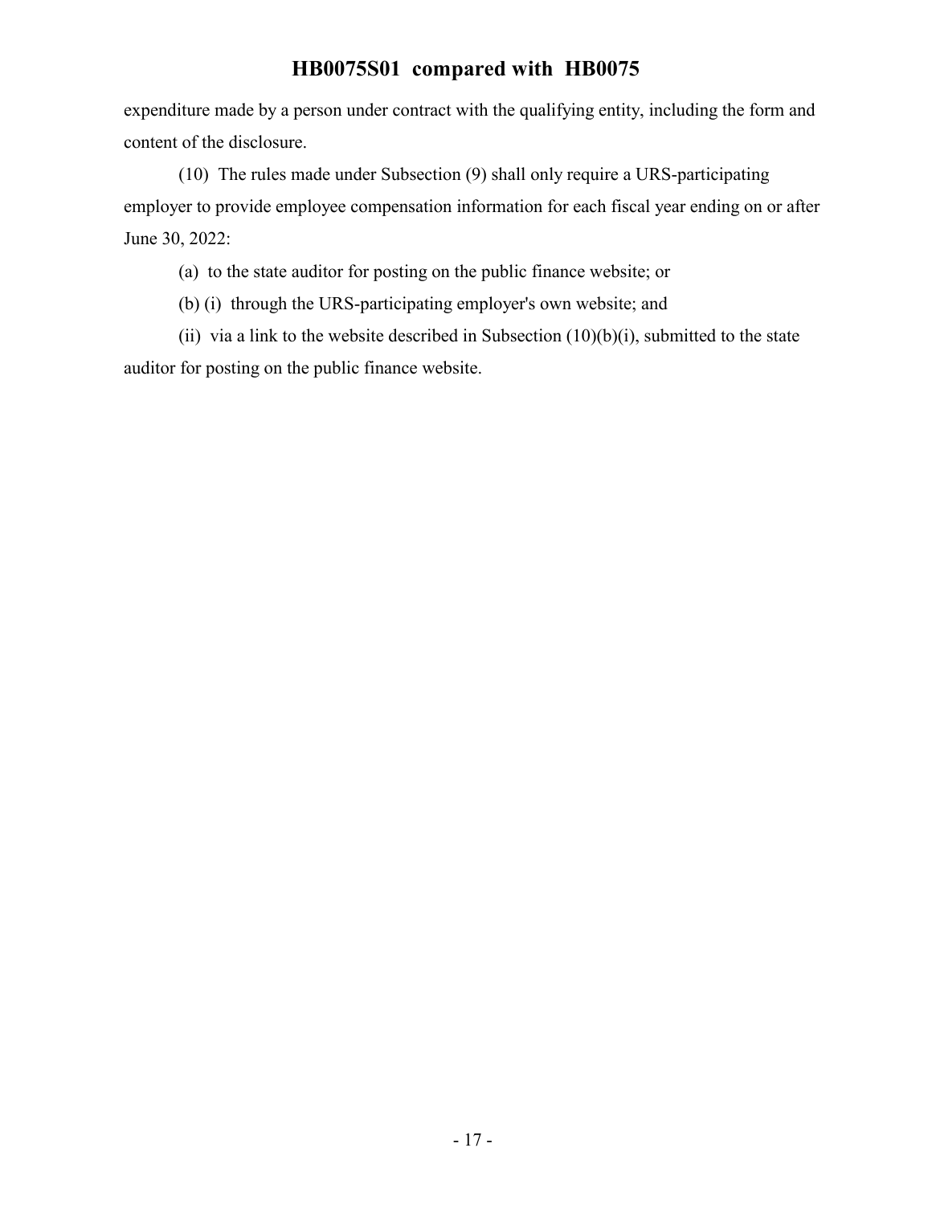expenditure made by a person under contract with the qualifying entity, including the form and content of the disclosure.

(10) The rules made under Subsection (9) shall only require a URS-participating employer to provide employee compensation information for each fiscal year ending on or after June 30, 2022:

(a) to the state auditor for posting on the public finance website; or

(b) (i) through the URS-participating employer's own website; and

(ii) via a link to the website described in Subsection (10)(b)(i), submitted to the state auditor for posting on the public finance website.